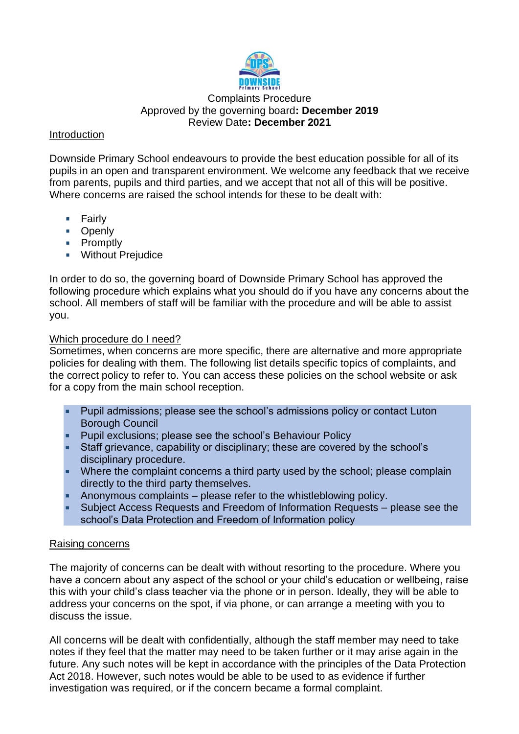# Complaints Procedure

Approved by the governing board**: December 2019**
Review Date**: December 2021**

## Introduction

Downside Primary School endeavours to provide the best education possible for all of its pupils in an open and transparent environment. We welcome any feedback that we receive from parents, pupils and third parties, and we accept that not all of this will be positive. Where concerns are raised the school intends for these to be dealt with:

- Fairly
- Openly
- Promptly
- Without Prejudice

In order to do so, the governing board of Downside Primary School has approved the following procedure which explains what you should do if you have any concerns about the school. All members of staff will be familiar with the procedure and will be able to assist you.

## Which procedure do I need?

Sometimes, when concerns are more specific, there are alternative and more appropriate policies for dealing with them. The following list details specific topics of complaints, and the correct policy to refer to. You can access these policies on the school website or ask for a copy from the main school reception.

- Pupil admissions; please see the school's admissions policy or contact Luton Borough Council
- Pupil exclusions; please see the school's Behaviour Policy
- Staff grievance, capability or disciplinary; these are covered by the school's disciplinary procedure.
- Where the complaint concerns a third party used by the school; please complain directly to the third party themselves.
- Anonymous complaints – please refer to the whistleblowing policy.
- Subject Access Requests and Freedom of Information Requests – please see the school's Data Protection and Freedom of Information policy

## Raising concerns

The majority of concerns can be dealt with without resorting to the procedure. Where you have a concern about any aspect of the school or your child's education or wellbeing, raise this with your child's class teacher via the phone or in person. Ideally, they will be able to address your concerns on the spot, if via phone, or can arrange a meeting with you to discuss the issue.

All concerns will be dealt with confidentially, although the staff member may need to take notes if they feel that the matter may need to be taken further or it may arise again in the future. Any such notes will be kept in accordance with the principles of the Data Protection Act 2018. However, such notes would be able to be used to as evidence if further investigation was required, or if the concern became a formal complaint.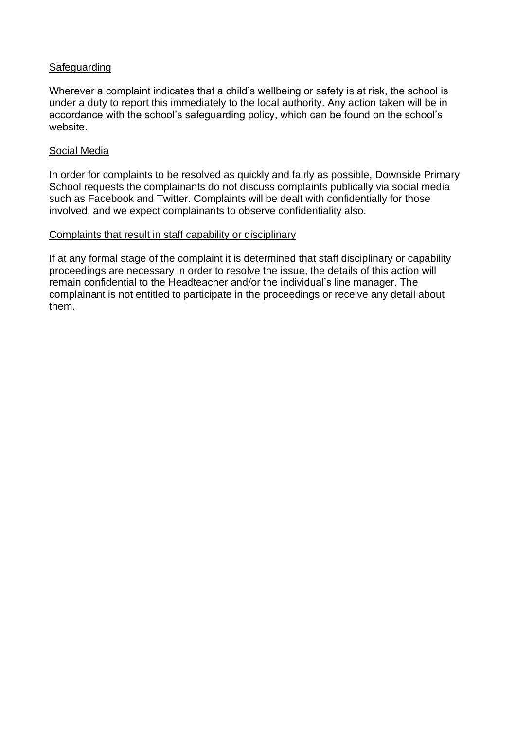Safeguarding

Wherever a complaint indicates that a child's wellbeing or safety is at risk, the school is under a duty to report this immediately to the local authority. Any action taken will be in accordance with the school's safeguarding policy, which can be found on the school's website.

Social Media

In order for complaints to be resolved as quickly and fairly as possible, Downside Primary School requests the complainants do not discuss complaints publically via social media such as Facebook and Twitter. Complaints will be dealt with confidentially for those involved, and we expect complainants to observe confidentiality also.

Complaints that result in staff capability or disciplinary

If at any formal stage of the complaint it is determined that staff disciplinary or capability proceedings are necessary in order to resolve the issue, the details of this action will remain confidential to the Headteacher and/or the individual's line manager. The complainant is not entitled to participate in the proceedings or receive any detail about them.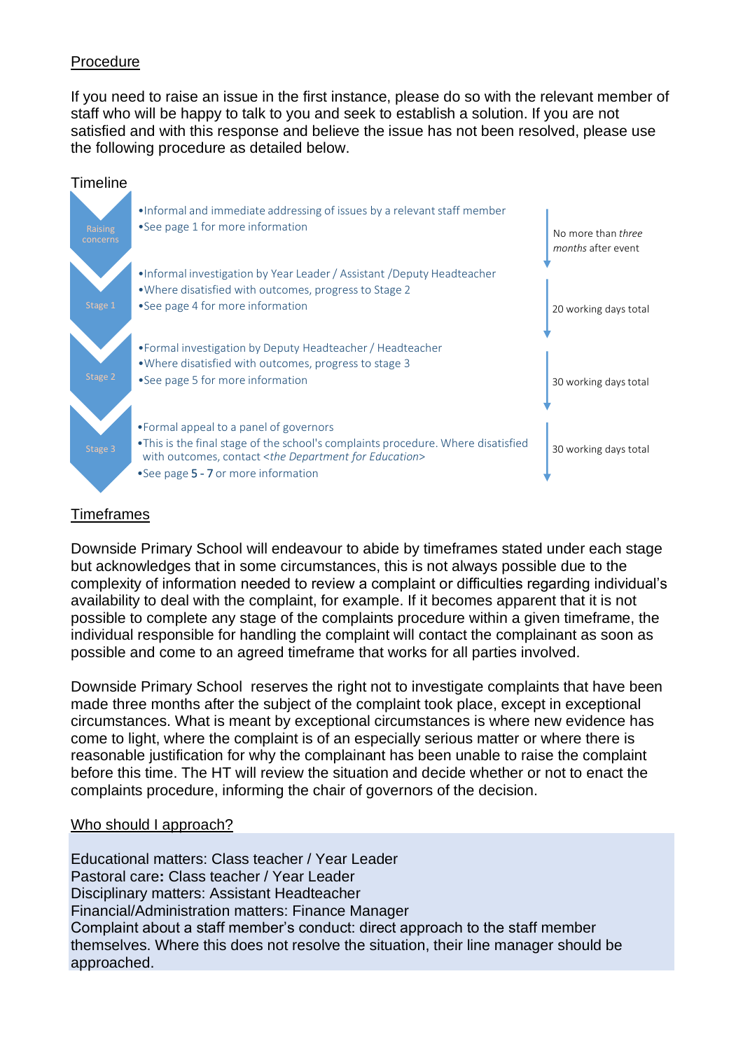## Procedure

If you need to raise an issue in the first instance, please do so with the relevant member of staff who will be happy to talk to you and seek to establish a solution. If you are not satisfied and with this response and believe the issue has not been resolved, please use the following procedure as detailed below.

### Timeline

| Stage | Details | Timeframe |
| --- | --- | --- |
| Raising concerns | • Informal and immediate addressing of issues by a relevant staff member<br>• See page 1 for more information | No more than *three months* after event |
| Stage 1 | • Informal investigation by Year Leader / Assistant /Deputy Headteacher<br>• Where disatisfied with outcomes, progress to Stage 2<br>• See page 4 for more information | 20 working days total |
| Stage 2 | • Formal investigation by Deputy Headteacher / Headteacher<br>• Where disatisfied with outcomes, progress to stage 3<br>• See page 5 for more information | 30 working days total |
| Stage 3 | • Formal appeal to a panel of governors<br>• This is the final stage of the school's complaints procedure. Where disatisfied with outcomes, contact <*the Department for Education*><br>• See page **5 - 7** or more information | 30 working days total |

## Timeframes

Downside Primary School will endeavour to abide by timeframes stated under each stage but acknowledges that in some circumstances, this is not always possible due to the complexity of information needed to review a complaint or difficulties regarding individual's availability to deal with the complaint, for example. If it becomes apparent that it is not possible to complete any stage of the complaints procedure within a given timeframe, the individual responsible for handling the complaint will contact the complainant as soon as possible and come to an agreed timeframe that works for all parties involved.

Downside Primary School reserves the right not to investigate complaints that have been made three months after the subject of the complaint took place, except in exceptional circumstances. What is meant by exceptional circumstances is where new evidence has come to light, where the complaint is of an especially serious matter or where there is reasonable justification for why the complainant has been unable to raise the complaint before this time. The HT will review the situation and decide whether or not to enact the complaints procedure, informing the chair of governors of the decision.

## Who should I approach?

Educational matters: Class teacher / Year Leader
Pastoral care**:** Class teacher / Year Leader
Disciplinary matters: Assistant Headteacher
Financial/Administration matters: Finance Manager
Complaint about a staff member's conduct: direct approach to the staff member themselves. Where this does not resolve the situation, their line manager should be approached.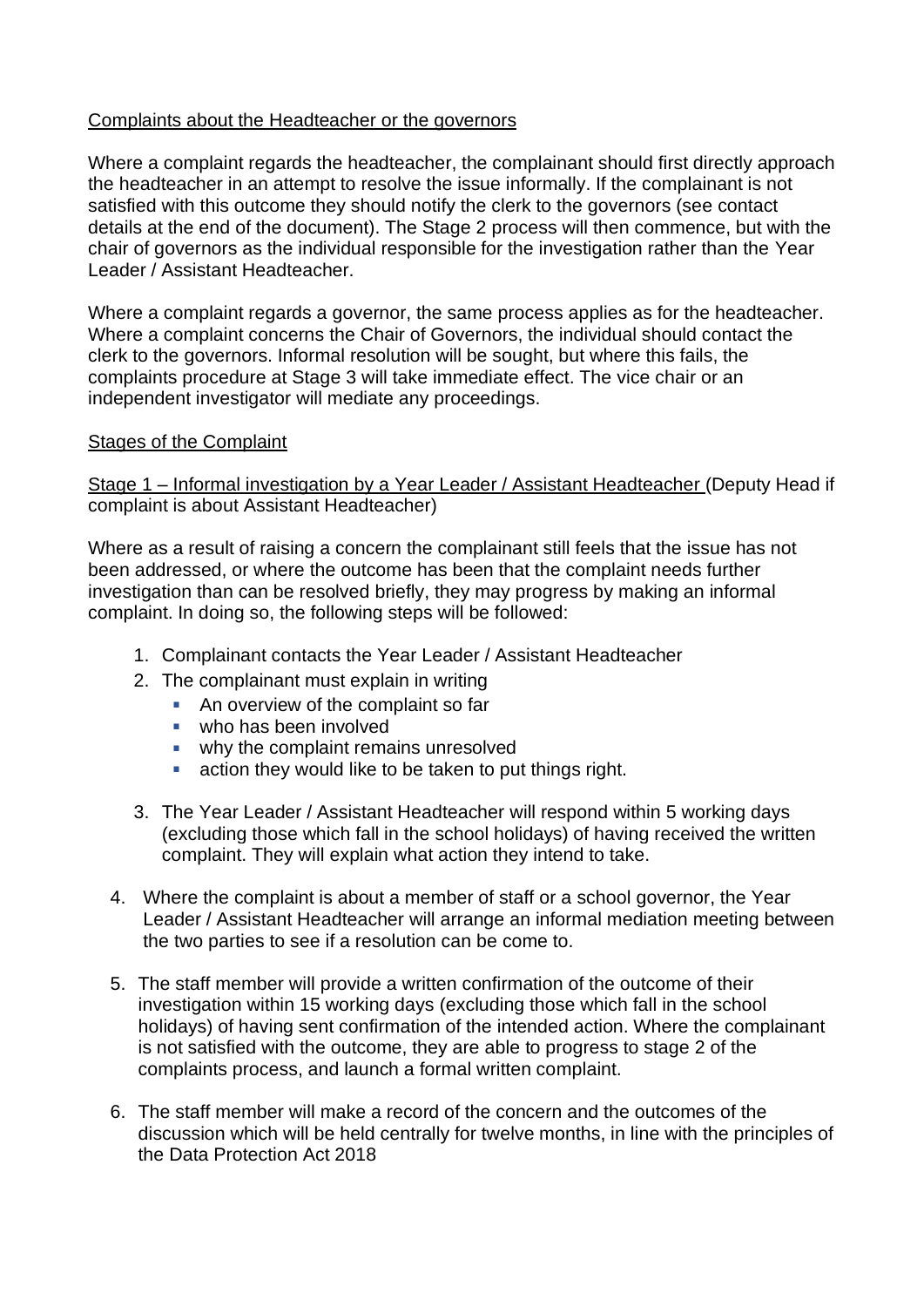## Complaints about the Headteacher or the governors

Where a complaint regards the headteacher, the complainant should first directly approach the headteacher in an attempt to resolve the issue informally. If the complainant is not satisfied with this outcome they should notify the clerk to the governors (see contact details at the end of the document). The Stage 2 process will then commence, but with the chair of governors as the individual responsible for the investigation rather than the Year Leader / Assistant Headteacher.

Where a complaint regards a governor, the same process applies as for the headteacher. Where a complaint concerns the Chair of Governors, the individual should contact the clerk to the governors. Informal resolution will be sought, but where this fails, the complaints procedure at Stage 3 will take immediate effect. The vice chair or an independent investigator will mediate any proceedings.

## Stages of the Complaint

### Stage 1 – Informal investigation by a Year Leader / Assistant Headteacher (Deputy Head if complaint is about Assistant Headteacher)

Where as a result of raising a concern the complainant still feels that the issue has not been addressed, or where the outcome has been that the complaint needs further investigation than can be resolved briefly, they may progress by making an informal complaint. In doing so, the following steps will be followed:

1. Complainant contacts the Year Leader / Assistant Headteacher
2. The complainant must explain in writing
   - An overview of the complaint so far
   - who has been involved
   - why the complaint remains unresolved
   - action they would like to be taken to put things right.
3. The Year Leader / Assistant Headteacher will respond within 5 working days (excluding those which fall in the school holidays) of having received the written complaint. They will explain what action they intend to take.
4. Where the complaint is about a member of staff or a school governor, the Year Leader / Assistant Headteacher will arrange an informal mediation meeting between the two parties to see if a resolution can be come to.
5. The staff member will provide a written confirmation of the outcome of their investigation within 15 working days (excluding those which fall in the school holidays) of having sent confirmation of the intended action. Where the complainant is not satisfied with the outcome, they are able to progress to stage 2 of the complaints process, and launch a formal written complaint.
6. The staff member will make a record of the concern and the outcomes of the discussion which will be held centrally for twelve months, in line with the principles of the Data Protection Act 2018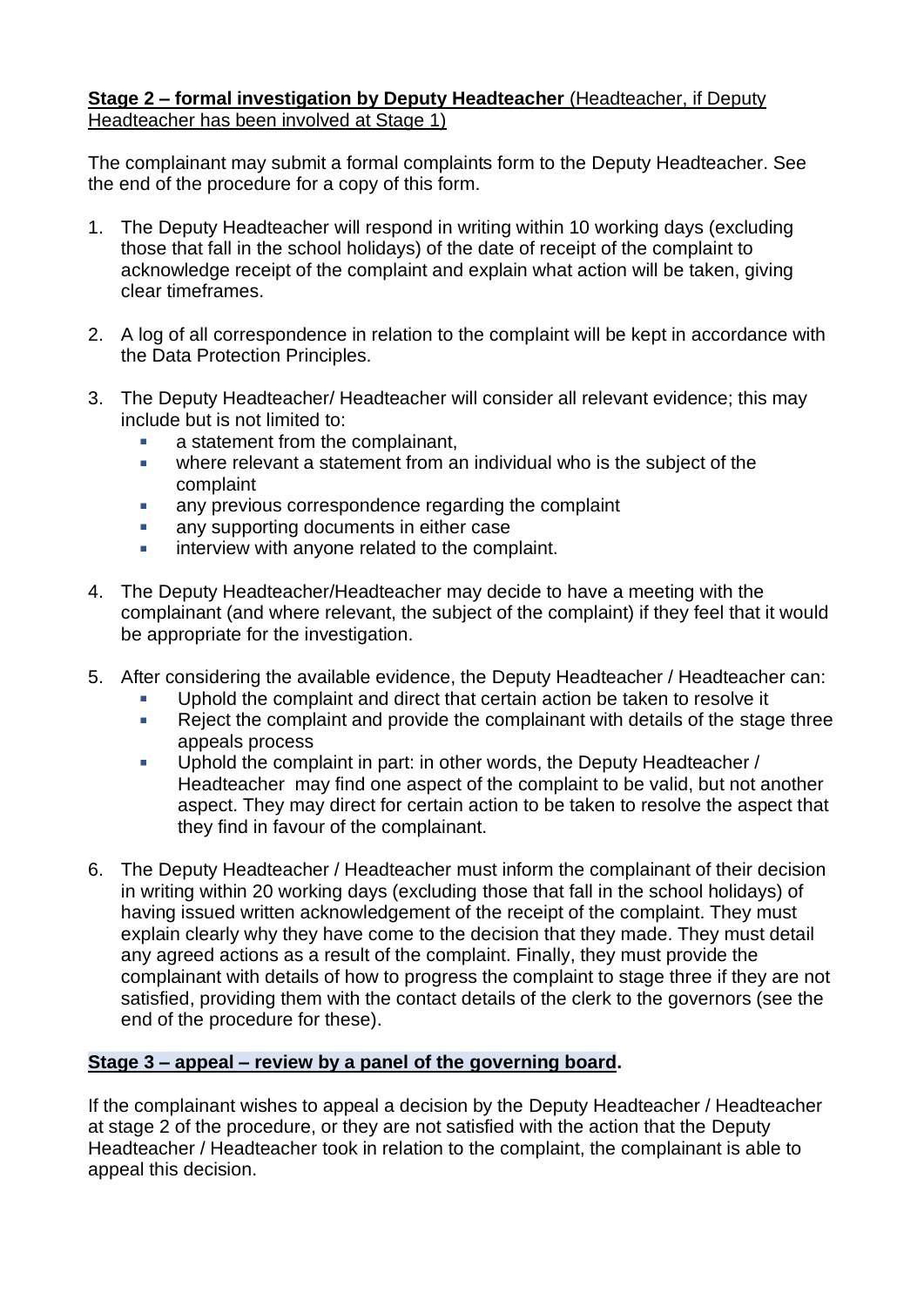**Stage 2 – formal investigation by Deputy Headteacher** (Headteacher, if Deputy Headteacher has been involved at Stage 1)

The complainant may submit a formal complaints form to the Deputy Headteacher. See the end of the procedure for a copy of this form.

1. The Deputy Headteacher will respond in writing within 10 working days (excluding those that fall in the school holidays) of the date of receipt of the complaint to acknowledge receipt of the complaint and explain what action will be taken, giving clear timeframes.

2. A log of all correspondence in relation to the complaint will be kept in accordance with the Data Protection Principles.

3. The Deputy Headteacher/ Headteacher will consider all relevant evidence; this may include but is not limited to:
   - a statement from the complainant,
   - where relevant a statement from an individual who is the subject of the complaint
   - any previous correspondence regarding the complaint
   - any supporting documents in either case
   - interview with anyone related to the complaint.

4. The Deputy Headteacher/Headteacher may decide to have a meeting with the complainant (and where relevant, the subject of the complaint) if they feel that it would be appropriate for the investigation.

5. After considering the available evidence, the Deputy Headteacher / Headteacher can:
   - Uphold the complaint and direct that certain action be taken to resolve it
   - Reject the complaint and provide the complainant with details of the stage three appeals process
   - Uphold the complaint in part: in other words, the Deputy Headteacher / Headteacher may find one aspect of the complaint to be valid, but not another aspect. They may direct for certain action to be taken to resolve the aspect that they find in favour of the complainant.

6. The Deputy Headteacher / Headteacher must inform the complainant of their decision in writing within 20 working days (excluding those that fall in the school holidays) of having issued written acknowledgement of the receipt of the complaint. They must explain clearly why they have come to the decision that they made. They must detail any agreed actions as a result of the complaint. Finally, they must provide the complainant with details of how to progress the complaint to stage three if they are not satisfied, providing them with the contact details of the clerk to the governors (see the end of the procedure for these).

**Stage 3 – appeal – review by a panel of the governing board.**

If the complainant wishes to appeal a decision by the Deputy Headteacher / Headteacher at stage 2 of the procedure, or they are not satisfied with the action that the Deputy Headteacher / Headteacher took in relation to the complaint, the complainant is able to appeal this decision.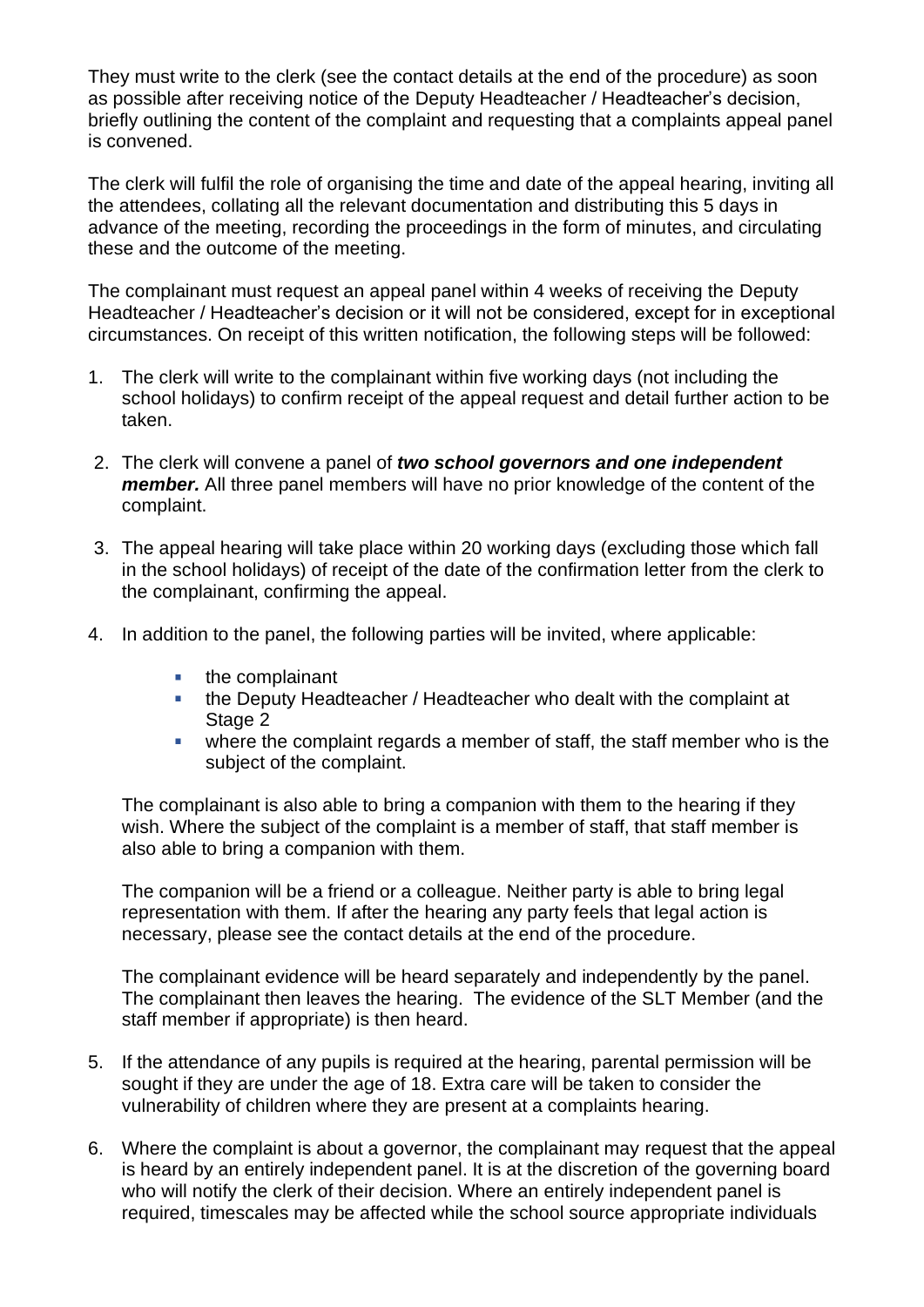They must write to the clerk (see the contact details at the end of the procedure) as soon as possible after receiving notice of the Deputy Headteacher / Headteacher's decision, briefly outlining the content of the complaint and requesting that a complaints appeal panel is convened.

The clerk will fulfil the role of organising the time and date of the appeal hearing, inviting all the attendees, collating all the relevant documentation and distributing this 5 days in advance of the meeting, recording the proceedings in the form of minutes, and circulating these and the outcome of the meeting.

The complainant must request an appeal panel within 4 weeks of receiving the Deputy Headteacher / Headteacher's decision or it will not be considered, except for in exceptional circumstances. On receipt of this written notification, the following steps will be followed:

1. The clerk will write to the complainant within five working days (not including the school holidays) to confirm receipt of the appeal request and detail further action to be taken.

2. The clerk will convene a panel of ***two school governors and one independent member.*** All three panel members will have no prior knowledge of the content of the complaint.

3. The appeal hearing will take place within 20 working days (excluding those which fall in the school holidays) of receipt of the date of the confirmation letter from the clerk to the complainant, confirming the appeal.

4. In addition to the panel, the following parties will be invited, where applicable:

   - the complainant
   - the Deputy Headteacher / Headteacher who dealt with the complaint at Stage 2
   - where the complaint regards a member of staff, the staff member who is the subject of the complaint.

   The complainant is also able to bring a companion with them to the hearing if they wish. Where the subject of the complaint is a member of staff, that staff member is also able to bring a companion with them.

   The companion will be a friend or a colleague. Neither party is able to bring legal representation with them. If after the hearing any party feels that legal action is necessary, please see the contact details at the end of the procedure.

   The complainant evidence will be heard separately and independently by the panel. The complainant then leaves the hearing. The evidence of the SLT Member (and the staff member if appropriate) is then heard.

5. If the attendance of any pupils is required at the hearing, parental permission will be sought if they are under the age of 18. Extra care will be taken to consider the vulnerability of children where they are present at a complaints hearing.

6. Where the complaint is about a governor, the complainant may request that the appeal is heard by an entirely independent panel. It is at the discretion of the governing board who will notify the clerk of their decision. Where an entirely independent panel is required, timescales may be affected while the school source appropriate individuals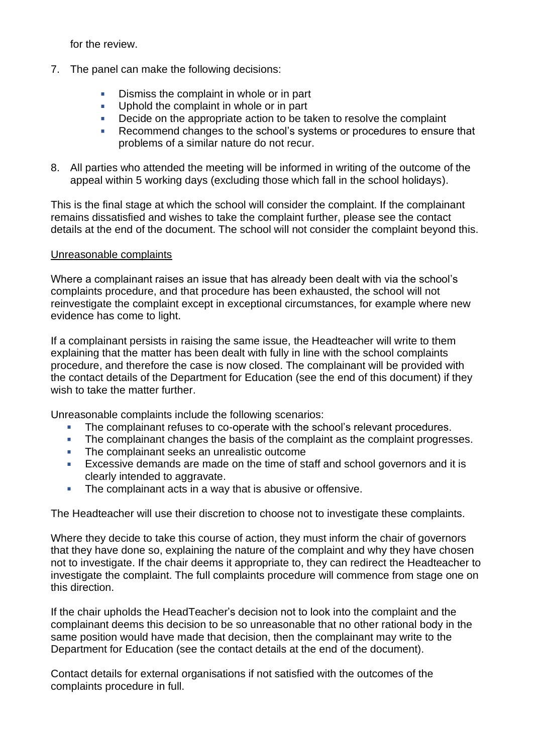for the review.

7. The panel can make the following decisions:

    - Dismiss the complaint in whole or in part
    - Uphold the complaint in whole or in part
    - Decide on the appropriate action to be taken to resolve the complaint
    - Recommend changes to the school's systems or procedures to ensure that problems of a similar nature do not recur.

8. All parties who attended the meeting will be informed in writing of the outcome of the appeal within 5 working days (excluding those which fall in the school holidays).

This is the final stage at which the school will consider the complaint. If the complainant remains dissatisfied and wishes to take the complaint further, please see the contact details at the end of the document. The school will not consider the complaint beyond this.

<u>Unreasonable complaints</u>

Where a complainant raises an issue that has already been dealt with via the school's complaints procedure, and that procedure has been exhausted, the school will not reinvestigate the complaint except in exceptional circumstances, for example where new evidence has come to light.

If a complainant persists in raising the same issue, the Headteacher will write to them explaining that the matter has been dealt with fully in line with the school complaints procedure, and therefore the case is now closed. The complainant will be provided with the contact details of the Department for Education (see the end of this document) if they wish to take the matter further.

Unreasonable complaints include the following scenarios:

- The complainant refuses to co-operate with the school's relevant procedures.
- The complainant changes the basis of the complaint as the complaint progresses.
- The complainant seeks an unrealistic outcome
- Excessive demands are made on the time of staff and school governors and it is clearly intended to aggravate.
- The complainant acts in a way that is abusive or offensive.

The Headteacher will use their discretion to choose not to investigate these complaints.

Where they decide to take this course of action, they must inform the chair of governors that they have done so, explaining the nature of the complaint and why they have chosen not to investigate. If the chair deems it appropriate to, they can redirect the Headteacher to investigate the complaint. The full complaints procedure will commence from stage one on this direction.

If the chair upholds the HeadTeacher's decision not to look into the complaint and the complainant deems this decision to be so unreasonable that no other rational body in the same position would have made that decision, then the complainant may write to the Department for Education (see the contact details at the end of the document).

Contact details for external organisations if not satisfied with the outcomes of the complaints procedure in full.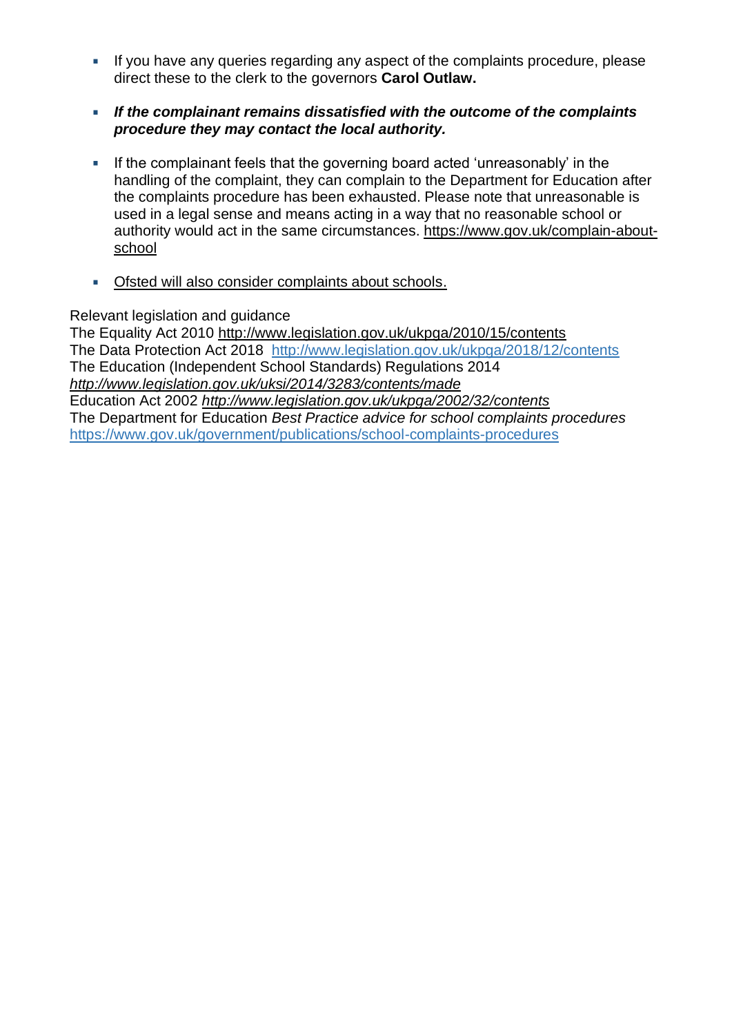- If you have any queries regarding any aspect of the complaints procedure, please direct these to the clerk to the governors **Carol Outlaw.**

- ***If the complainant remains dissatisfied with the outcome of the complaints procedure they may contact the local authority.***

- If the complainant feels that the governing board acted 'unreasonably' in the handling of the complaint, they can complain to the Department for Education after the complaints procedure has been exhausted. Please note that unreasonable is used in a legal sense and means acting in a way that no reasonable school or authority would act in the same circumstances. https://www.gov.uk/complain-about-school

- Ofsted will also consider complaints about schools.

Relevant legislation and guidance
The Equality Act 2010 http://www.legislation.gov.uk/ukpga/2010/15/contents
The Data Protection Act 2018 http://www.legislation.gov.uk/ukpga/2018/12/contents
The Education (Independent School Standards) Regulations 2014
*http://www.legislation.gov.uk/uksi/2014/3283/contents/made*
Education Act 2002 *http://www.legislation.gov.uk/ukpga/2002/32/contents*
The Department for Education *Best Practice advice for school complaints procedures*
https://www.gov.uk/government/publications/school-complaints-procedures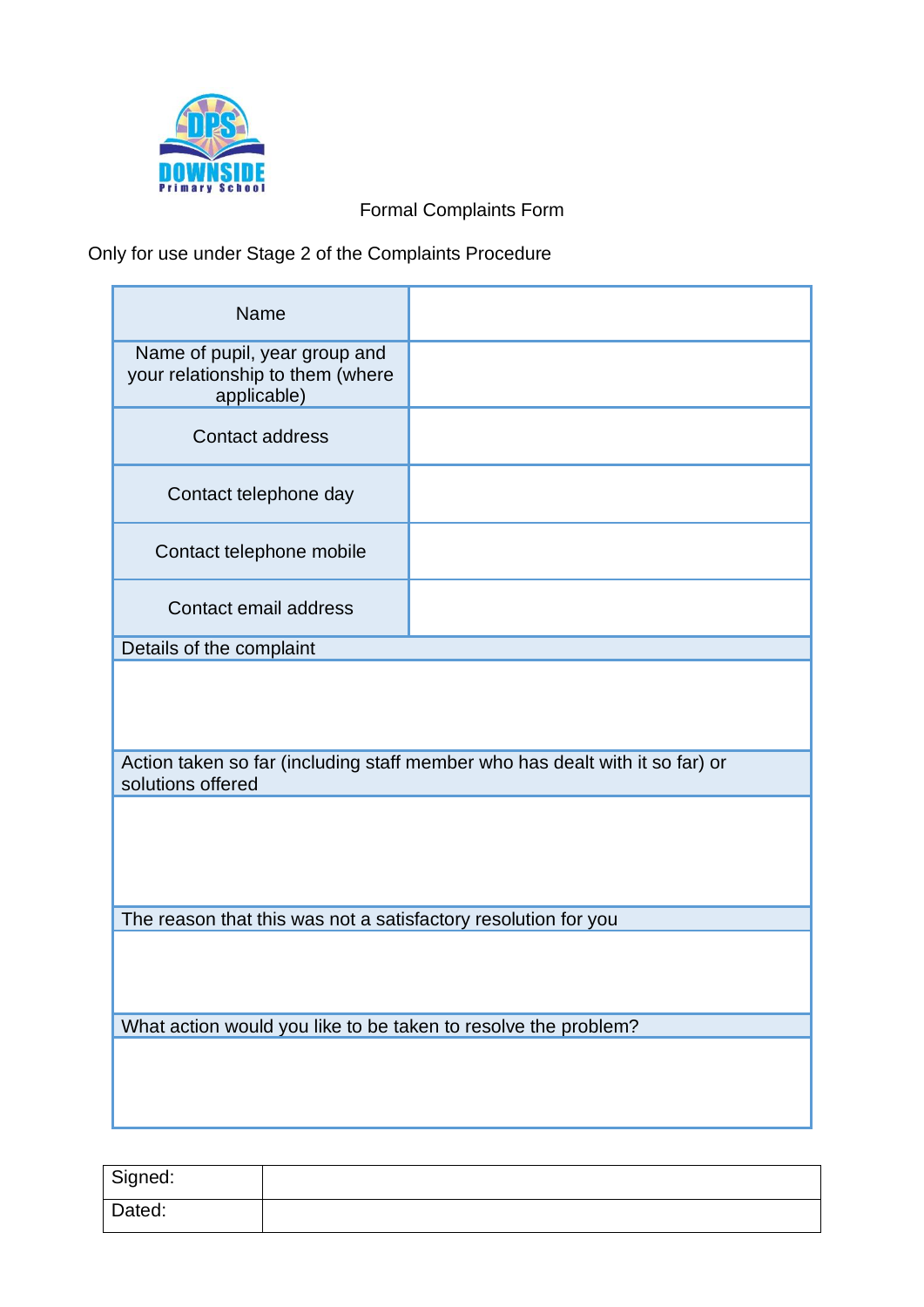Formal Complaints Form

Only for use under Stage 2 of the Complaints Procedure

| Name | |
|---|---|
| Name of pupil, year group and your relationship to them (where applicable) | |
| Contact address | |
| Contact telephone day | |
| Contact telephone mobile | |
| Contact email address | |
| Details of the complaint | |
| | |
| Action taken so far (including staff member who has dealt with it so far) or solutions offered | |
| | |
| The reason that this was not a satisfactory resolution for you | |
| | |
| What action would you like to be taken to resolve the problem? | |
| | |

| Signed: | |
|---|---|
| Dated: | |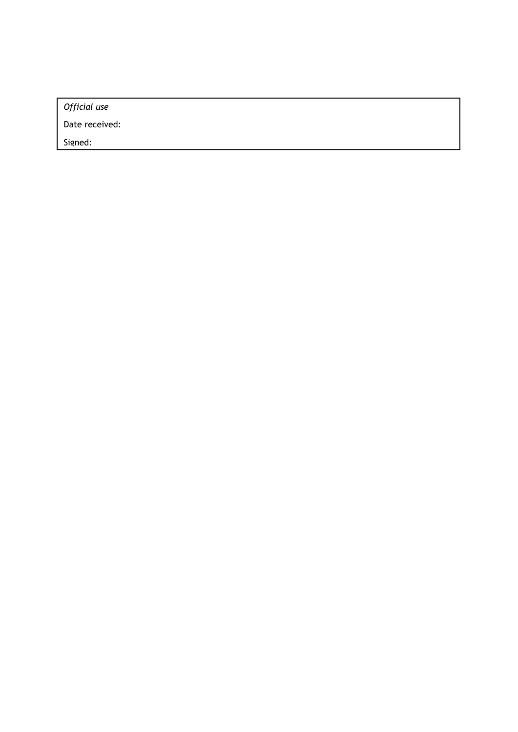*Official use*

Date received:

Signed: